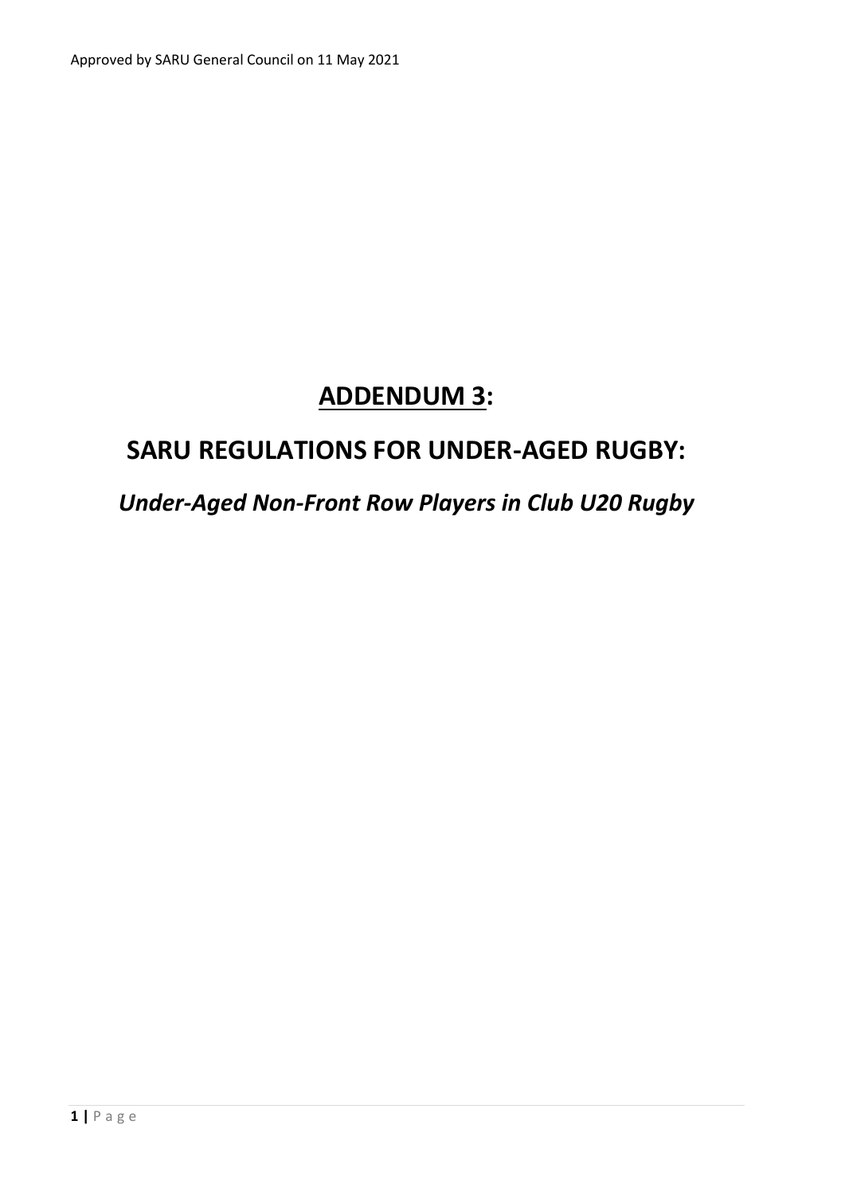Approved by SARU General Council on 11 May 2021

# ADDENDUM 3:

# SARU REGULATIONS FOR UNDER-AGED RUGBY:

## *Under-Aged Non-Front Row Players in Club U20 Rugby*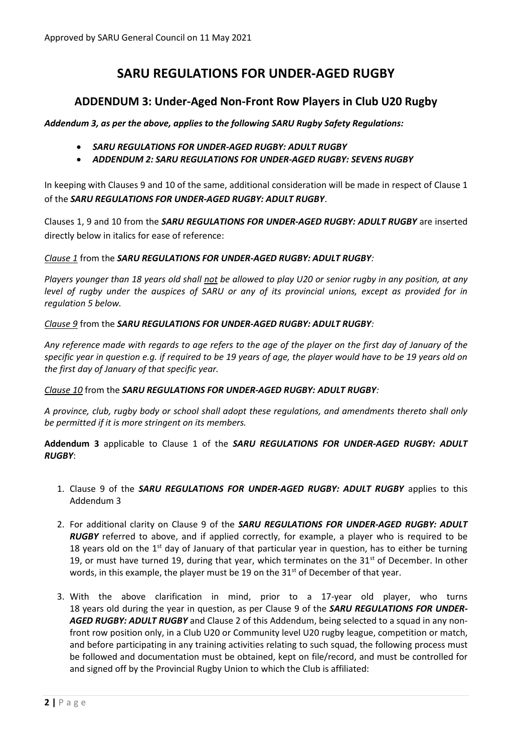Approved by SARU General Council on 11 May 2021

# SARU REGULATIONS FOR UNDER-AGED RUGBY

## ADDENDUM 3: Under-Aged Non-Front Row Players in Club U20 Rugby

***Addendum 3, as per the above, applies to the following SARU Rugby Safety Regulations:***

- ***SARU REGULATIONS FOR UNDER-AGED RUGBY: ADULT RUGBY***
- ***ADDENDUM 2: SARU REGULATIONS FOR UNDER-AGED RUGBY: SEVENS RUGBY***

In keeping with Clauses 9 and 10 of the same, additional consideration will be made in respect of Clause 1 of the ***SARU REGULATIONS FOR UNDER-AGED RUGBY: ADULT RUGBY***.

Clauses 1, 9 and 10 from the ***SARU REGULATIONS FOR UNDER-AGED RUGBY: ADULT RUGBY*** are inserted directly below in italics for ease of reference:

*Clause 1* from the ***SARU REGULATIONS FOR UNDER-AGED RUGBY: ADULT RUGBY****:*

*Players younger than 18 years old shall not be allowed to play U20 or senior rugby in any position, at any level of rugby under the auspices of SARU or any of its provincial unions, except as provided for in regulation 5 below.*

*Clause 9* from the ***SARU REGULATIONS FOR UNDER-AGED RUGBY: ADULT RUGBY****:*

*Any reference made with regards to age refers to the age of the player on the first day of January of the specific year in question e.g. if required to be 19 years of age, the player would have to be 19 years old on the first day of January of that specific year.*

*Clause 10* from the ***SARU REGULATIONS FOR UNDER-AGED RUGBY: ADULT RUGBY****:*

*A province, club, rugby body or school shall adopt these regulations, and amendments thereto shall only be permitted if it is more stringent on its members.*

**Addendum 3** applicable to Clause 1 of the ***SARU REGULATIONS FOR UNDER-AGED RUGBY: ADULT RUGBY***:

1. Clause 9 of the ***SARU REGULATIONS FOR UNDER-AGED RUGBY: ADULT RUGBY*** applies to this Addendum 3

2. For additional clarity on Clause 9 of the ***SARU REGULATIONS FOR UNDER-AGED RUGBY: ADULT RUGBY*** referred to above, and if applied correctly, for example, a player who is required to be 18 years old on the 1st day of January of that particular year in question, has to either be turning 19, or must have turned 19, during that year, which terminates on the 31st of December. In other words, in this example, the player must be 19 on the 31st of December of that year.

3. With the above clarification in mind, prior to a 17-year old player, who turns 18 years old during the year in question, as per Clause 9 of the ***SARU REGULATIONS FOR UNDER-AGED RUGBY: ADULT RUGBY*** and Clause 2 of this Addendum, being selected to a squad in any non-front row position only, in a Club U20 or Community level U20 rugby league, competition or match, and before participating in any training activities relating to such squad, the following process must be followed and documentation must be obtained, kept on file/record, and must be controlled for and signed off by the Provincial Rugby Union to which the Club is affiliated: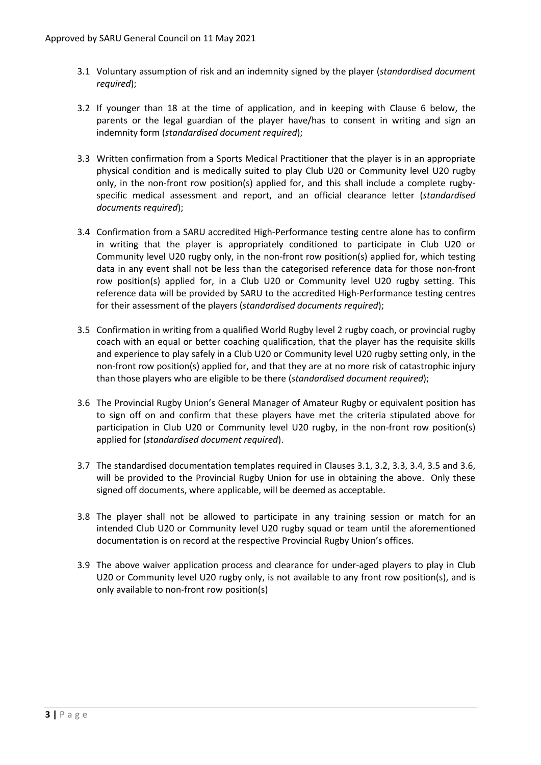3.1 Voluntary assumption of risk and an indemnity signed by the player (*standardised document required*);

3.2 If younger than 18 at the time of application, and in keeping with Clause 6 below, the parents or the legal guardian of the player have/has to consent in writing and sign an indemnity form (*standardised document required*);

3.3 Written confirmation from a Sports Medical Practitioner that the player is in an appropriate physical condition and is medically suited to play Club U20 or Community level U20 rugby only, in the non-front row position(s) applied for, and this shall include a complete rugby-specific medical assessment and report, and an official clearance letter (*standardised documents required*);

3.4 Confirmation from a SARU accredited High-Performance testing centre alone has to confirm in writing that the player is appropriately conditioned to participate in Club U20 or Community level U20 rugby only, in the non-front row position(s) applied for, which testing data in any event shall not be less than the categorised reference data for those non-front row position(s) applied for, in a Club U20 or Community level U20 rugby setting. This reference data will be provided by SARU to the accredited High-Performance testing centres for their assessment of the players (*standardised documents required*);

3.5 Confirmation in writing from a qualified World Rugby level 2 rugby coach, or provincial rugby coach with an equal or better coaching qualification, that the player has the requisite skills and experience to play safely in a Club U20 or Community level U20 rugby setting only, in the non-front row position(s) applied for, and that they are at no more risk of catastrophic injury than those players who are eligible to be there (*standardised document required*);

3.6 The Provincial Rugby Union's General Manager of Amateur Rugby or equivalent position has to sign off on and confirm that these players have met the criteria stipulated above for participation in Club U20 or Community level U20 rugby, in the non-front row position(s) applied for (*standardised document required*).

3.7 The standardised documentation templates required in Clauses 3.1, 3.2, 3.3, 3.4, 3.5 and 3.6, will be provided to the Provincial Rugby Union for use in obtaining the above. Only these signed off documents, where applicable, will be deemed as acceptable.

3.8 The player shall not be allowed to participate in any training session or match for an intended Club U20 or Community level U20 rugby squad or team until the aforementioned documentation is on record at the respective Provincial Rugby Union's offices.

3.9 The above waiver application process and clearance for under-aged players to play in Club U20 or Community level U20 rugby only, is not available to any front row position(s), and is only available to non-front row position(s)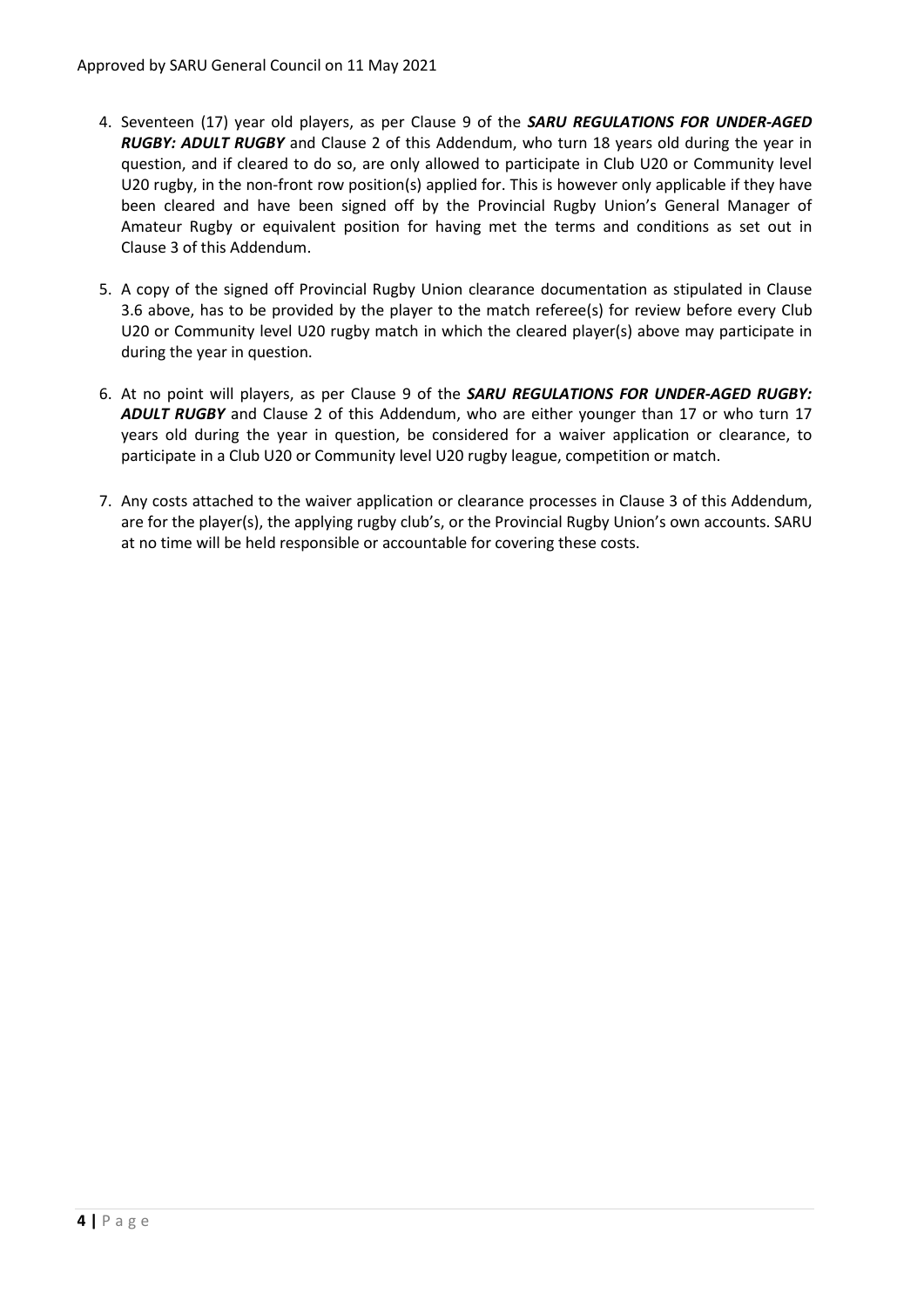4. Seventeen (17) year old players, as per Clause 9 of the ***SARU REGULATIONS FOR UNDER-AGED RUGBY: ADULT RUGBY*** and Clause 2 of this Addendum, who turn 18 years old during the year in question, and if cleared to do so, are only allowed to participate in Club U20 or Community level U20 rugby, in the non-front row position(s) applied for. This is however only applicable if they have been cleared and have been signed off by the Provincial Rugby Union's General Manager of Amateur Rugby or equivalent position for having met the terms and conditions as set out in Clause 3 of this Addendum.

5. A copy of the signed off Provincial Rugby Union clearance documentation as stipulated in Clause 3.6 above, has to be provided by the player to the match referee(s) for review before every Club U20 or Community level U20 rugby match in which the cleared player(s) above may participate in during the year in question.

6. At no point will players, as per Clause 9 of the ***SARU REGULATIONS FOR UNDER-AGED RUGBY: ADULT RUGBY*** and Clause 2 of this Addendum, who are either younger than 17 or who turn 17 years old during the year in question, be considered for a waiver application or clearance, to participate in a Club U20 or Community level U20 rugby league, competition or match.

7. Any costs attached to the waiver application or clearance processes in Clause 3 of this Addendum, are for the player(s), the applying rugby club's, or the Provincial Rugby Union's own accounts. SARU at no time will be held responsible or accountable for covering these costs.